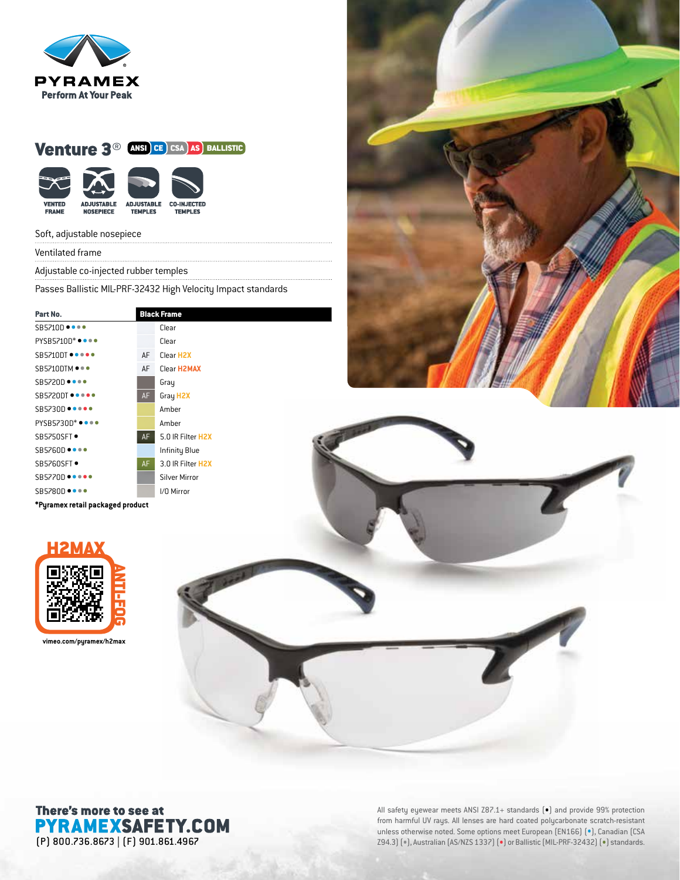PYRAMEX
Perform At Your Peak

## Venture 3®

ANSI | CE | CSA | AS | BALLISTIC

VENTED FRAME | ADJUSTABLE NOSEPIECE | ADJUSTABLE TEMPLES | CO-INJECTED TEMPLES

- Soft, adjustable nosepiece
- Ventilated frame
- Adjustable co-injected rubber temples
- Passes Ballistic MIL-PRF-32432 High Velocity Impact standards

| Part No. | | Black Frame |
|---|---|---|
| SB5710D ●●●● | | Clear |
| PYSB5710D* ●●●● | | Clear |
| SB5710DT ●●●●● | AF | Clear H2X |
| SB5710DTM ●●● | AF | Clear H2MAX |
| SB5720D ●●●● | | Gray |
| SB5720DT ●●●●● | AF | Gray H2X |
| SB5730D ●●●●● | | Amber |
| PYSB5730D* ●●●● | | Amber |
| SB5750SFT ● | AF | 5.0 IR Filter H2X |
| SB5760D ●●●● | | Infinity Blue |
| SB5760SFT ● | AF | 3.0 IR Filter H2X |
| SB5770D ●●●●● | | Silver Mirror |
| SB5780D ●●●● | | I/O Mirror |

*Pyramex retail packaged product

H2MAX ANTI-FOG

vimeo.com/pyramex/h2max

There's more to see at
**PYRAMEXSAFETY.COM**
(P) 800.736.8673 | (F) 901.861.4967

All safety eyewear meets ANSI Z87.1+ standards (●) and provide 99% protection from harmful UV rays. All lenses are hard coated polycarbonate scratch-resistant unless otherwise noted. Some options meet European (EN166) (●), Canadian (CSA Z94.3) (●), Australian (AS/NZS 1337) (●) or Ballistic (MIL-PRF-32432) (●) standards.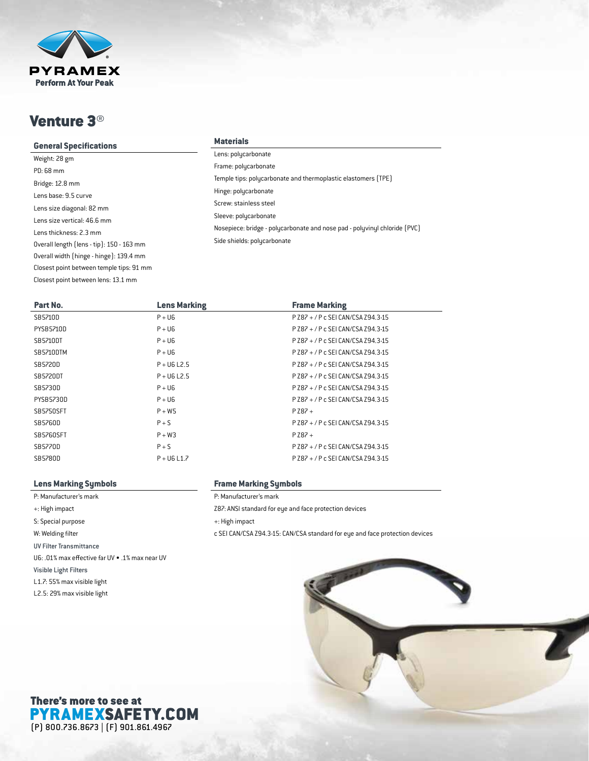PYRAMEX

Perform At Your Peak

# Venture 3®

## General Specifications

Weight: 28 gm

PD: 68 mm

Bridge: 12.8 mm

Lens base: 9.5 curve

Lens size diagonal: 82 mm

Lens size vertical: 46.6 mm

Lens thickness: 2.3 mm

Overall length (lens - tip): 150 - 163 mm

Overall width (hinge - hinge): 139.4 mm

Closest point between temple tips: 91 mm

Closest point between lens: 13.1 mm

## Materials

Lens: polycarbonate

Frame: polycarbonate

Temple tips: polycarbonate and thermoplastic elastomers (TPE)

Hinge: polycarbonate

Screw: stainless steel

Sleeve: polycarbonate

Nosepiece: bridge - polycarbonate and nose pad - polyvinyl chloride (PVC)

Side shields: polycarbonate

| Part No. | Lens Marking | Frame Marking |
|---|---|---|
| SB5710D | P + U6 | P Z87 + / P c SEI CAN/CSA Z94.3-15 |
| PYSB5710D | P + U6 | P Z87 + / P c SEI CAN/CSA Z94.3-15 |
| SB5710DT | P + U6 | P Z87 + / P c SEI CAN/CSA Z94.3-15 |
| SB5710DTM | P + U6 | P Z87 + / P c SEI CAN/CSA Z94.3-15 |
| SB5720D | P + U6 L2.5 | P Z87 + / P c SEI CAN/CSA Z94.3-15 |
| SB5720DT | P + U6 L2.5 | P Z87 + / P c SEI CAN/CSA Z94.3-15 |
| SB5730D | P + U6 | P Z87 + / P c SEI CAN/CSA Z94.3-15 |
| PYSB5730D | P + U6 | P Z87 + / P c SEI CAN/CSA Z94.3-15 |
| SB5750SFT | P + W5 | P Z87 + |
| SB5760D | P + S | P Z87 + / P c SEI CAN/CSA Z94.3-15 |
| SB5760SFT | P + W3 | P Z87 + |
| SB5770D | P + S | P Z87 + / P c SEI CAN/CSA Z94.3-15 |
| SB5780D | P + U6 L1.7 | P Z87 + / P c SEI CAN/CSA Z94.3-15 |

## Lens Marking Symbols

P: Manufacturer's mark

+: High impact

S: Special purpose

W: Welding filter

UV Filter Transmittance

U6: .01% max effective far UV • .1% max near UV

Visible Light Filters

L1.7: 55% max visible light

L2.5: 29% max visible light

## Frame Marking Symbols

P: Manufacturer's mark

Z87: ANSI standard for eye and face protection devices

+: High impact

c SEI CAN/CSA Z94.3-15: CAN/CSA standard for eye and face protection devices

**There's more to see at**

**PYRAMEXSAFETY.COM**

(P) 800.736.8673 | (F) 901.861.4967